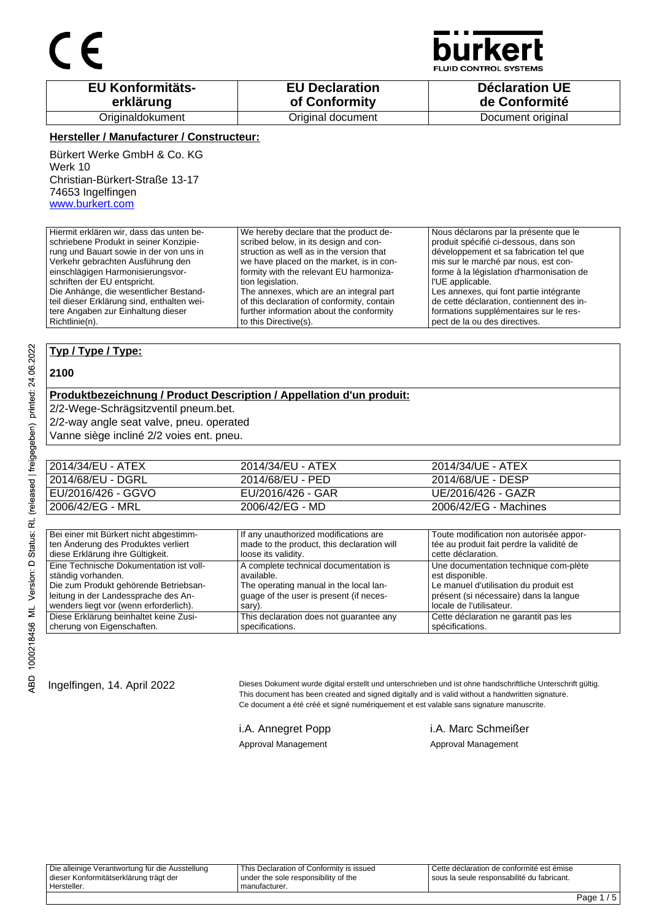CE

bürkert
FLUID CONTROL SYSTEMS

| EU Konformitäts-erklärung | EU Declaration of Conformity | Déclaration UE de Conformité |
|---|---|---|
| Originaldokument | Original document | Document original |

**Hersteller / Manufacturer / Constructeur:**

Bürkert Werke GmbH & Co. KG
Werk 10
Christian-Bürkert-Straße 13-17
74653 Ingelfingen
www.burkert.com

| Hiermit erklären wir, dass das unten beschriebene Produkt in seiner Konzipierung und Bauart sowie in der von uns in Verkehr gebrachten Ausführung den einschlägigen Harmonisierungsvorschriften der EU entspricht. Die Anhänge, die wesentlicher Bestandteil dieser Erklärung sind, enthalten weitere Angaben zur Einhaltung dieser Richtlinie(n). | We hereby declare that the product described below, in its design and construction as well as in the version that we have placed on the market, is in conformity with the relevant EU harmonization legislation. The annexes, which are an integral part of this declaration of conformity, contain further information about the conformity to this Directive(s). | Nous déclarons par la présente que le produit spécifié ci-dessous, dans son développement et sa fabrication tel que mis sur le marché par nous, est conforme à la législation d'harmonisation de l'UE applicable. Les annexes, qui font partie intégrante de cette déclaration, contiennent des informations supplémentaires sur le respect de la ou des directives. |
|---|---|---|

**Typ / Type / Type:**

**2100**

**Produktbezeichnung / Product Description / Appellation d'un produit:**

2/2-Wege-Schrägsitzventil pneum.bet.
2/2-way angle seat valve, pneu. operated
Vanne siège incliné 2/2 voies ent. pneu.

| | | |
|---|---|---|
| 2014/34/EU - ATEX | 2014/34/EU - ATEX | 2014/34/UE - ATEX |
| 2014/68/EU - DGRL | 2014/68/EU - PED | 2014/68/UE - DESP |
| EU/2016/426 - GGVO | EU/2016/426 - GAR | UE/2016/426 - GAZR |
| 2006/42/EG - MRL | 2006/42/EG - MD | 2006/42/EG - Machines |

| | | |
|---|---|---|
| Bei einer mit Bürkert nicht abgestimmten Änderung des Produktes verliert diese Erklärung ihre Gültigkeit. | If any unauthorized modifications are made to the product, this declaration will loose its validity. | Toute modification non autorisée apportée au produit fait perdre la validité de cette déclaration. |
| Eine Technische Dokumentation ist vollständig vorhanden. Die zum Produkt gehörende Betriebsanleitung in der Landessprache des Anwenders liegt vor (wenn erforderlich). | A complete technical documentation is available. The operating manual in the local language of the user is present (if necessary). | Une documentation technique com-plète est disponible. Le manuel d'utilisation du produit est présent (si nécessaire) dans la langue locale de l'utilisateur. |
| Diese Erklärung beinhaltet keine Zusicherung von Eigenschaften. | This declaration does not guarantee any specifications. | Cette déclaration ne garantit pas les spécifications. |

ABD 1000218456 ML Version: D Status: RL (released | freigegeben) printed: 24.06.2022

Ingelfingen, 14. April 2022

Dieses Dokument wurde digital erstellt und unterschrieben und ist ohne handschriftliche Unterschrift gültig.
This document has been created and signed digitally and is valid without a handwritten signature.
Ce document a été créé et signé numériquement et est valable sans signature manuscrite.

i.A. Annegret Popp
Approval Management

i.A. Marc Schmeißer
Approval Management

| Die alleinige Verantwortung für die Ausstellung dieser Konformitätserklärung trägt der Hersteller. | This Declaration of Conformity is issued under the sole responsibility of the manufacturer. | Cette déclaration de conformité est émise sous la seule responsabilité du fabricant. |
|---|---|---|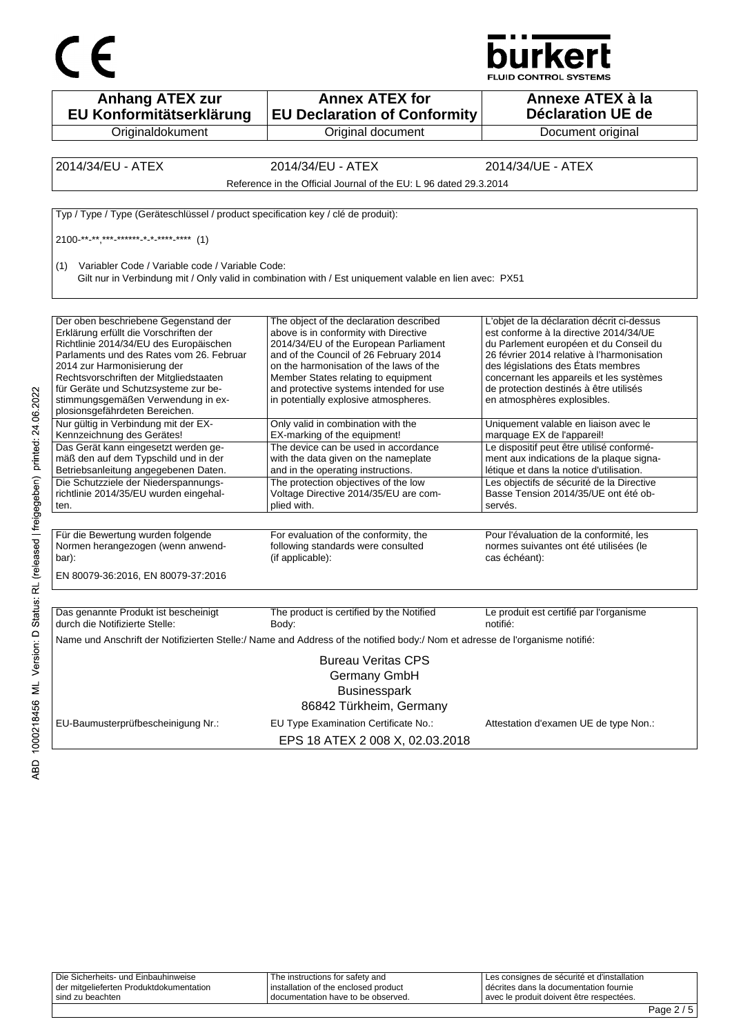CE

bürkert
FLUID CONTROL SYSTEMS

| Anhang ATEX zur EU Konformitätserklärung | Annex ATEX for EU Declaration of Conformity | Annexe ATEX à la Déclaration UE de |
|---|---|---|
| Originaldokument | Original document | Document original |

| 2014/34/EU - ATEX | 2014/34/EU - ATEX | 2014/34/UE - ATEX |
|---|---|---|
| | Reference in the Official Journal of the EU: L 96 dated 29.3.2014 | |

Typ / Type / Type (Geräteschlüssel / product specification key / clé de produit):

2100-**-**,***-******-*-*-****-**** (1)

(1) Variabler Code / Variable code / Variable Code:
Gilt nur in Verbindung mit / Only valid in combination with / Est uniquement valable en lien avec: PX51

| Der oben beschriebene Gegenstand der Erklärung erfüllt die Vorschriften der Richtlinie 2014/34/EU des Europäischen Parlaments und des Rates vom 26. Februar 2014 zur Harmonisierung der Rechtsvorschriften der Mitgliedstaaten für Geräte und Schutzsysteme zur bestimmungsgemäßen Verwendung in explosionsgefährdeten Bereichen. | The object of the declaration described above is in conformity with Directive 2014/34/EU of the European Parliament and of the Council of 26 February 2014 on the harmonisation of the laws of the Member States relating to equipment and protective systems intended for use in potentially explosive atmospheres. | L'objet de la déclaration décrit ci-dessus est conforme à la directive 2014/34/UE du Parlement européen et du Conseil du 26 février 2014 relative à l'harmonisation des législations des États membres concernant les appareils et les systèmes de protection destinés à être utilisés en atmosphères explosibles. |
|---|---|---|
| Nur gültig in Verbindung mit der EX-Kennzeichnung des Gerätes! | Only valid in combination with the EX-marking of the equipment! | Uniquement valable en liaison avec le marquage EX de l'appareil! |
| Das Gerät kann eingesetzt werden gemäß den auf dem Typschild und in der Betriebsanleitung angegebenen Daten. | The device can be used in accordance with the data given on the nameplate and in the operating instructions. | Le dispositif peut être utilisé conformément aux indications de la plaque signalétique et dans la notice d'utilisation. |
| Die Schutzziele der Niederspannungsrichtlinie 2014/35/EU wurden eingehalten. | The protection objectives of the low Voltage Directive 2014/35/EU are complied with. | Les objectifs de sécurité de la Directive Basse Tension 2014/35/UE ont été observés. |

| Für die Bewertung wurden folgende Normen herangezogen (wenn anwendbar): | For evaluation of the conformity, the following standards were consulted (if applicable): | Pour l'évaluation de la conformité, les normes suivantes ont été utilisées (le cas échéant): |
|---|---|---|

EN 80079-36:2016, EN 80079-37:2016

| Das genannte Produkt ist bescheinigt durch die Notifizierte Stelle: | The product is certified by the Notified Body: | Le produit est certifié par l'organisme notifié: |
|---|---|---|

Name und Anschrift der Notifizierten Stelle:/ Name and Address of the notified body:/ Nom et adresse de l'organisme notifié:

Bureau Veritas CPS
Germany GmbH
Businesspark
86842 Türkheim, Germany

| EU-Baumusterprüfbescheinigung Nr.: | EU Type Examination Certificate No.: | Attestation d'examen UE de type Non.: |
|---|---|---|
| | EPS 18 ATEX 2 008 X, 02.03.2018 | |

ABD 1000218456 ML Version: D Status: RL (released | freigegeben) printed: 24.06.2022

| Die Sicherheits- und Einbauhinweise der mitgelieferten Produktdokumentation sind zu beachten | The instructions for safety and installation of the enclosed product documentation have to be observed. | Les consignes de sécurité et d'installation décrites dans la documentation fournie avec le produit doivent être respectées. |
|---|---|---|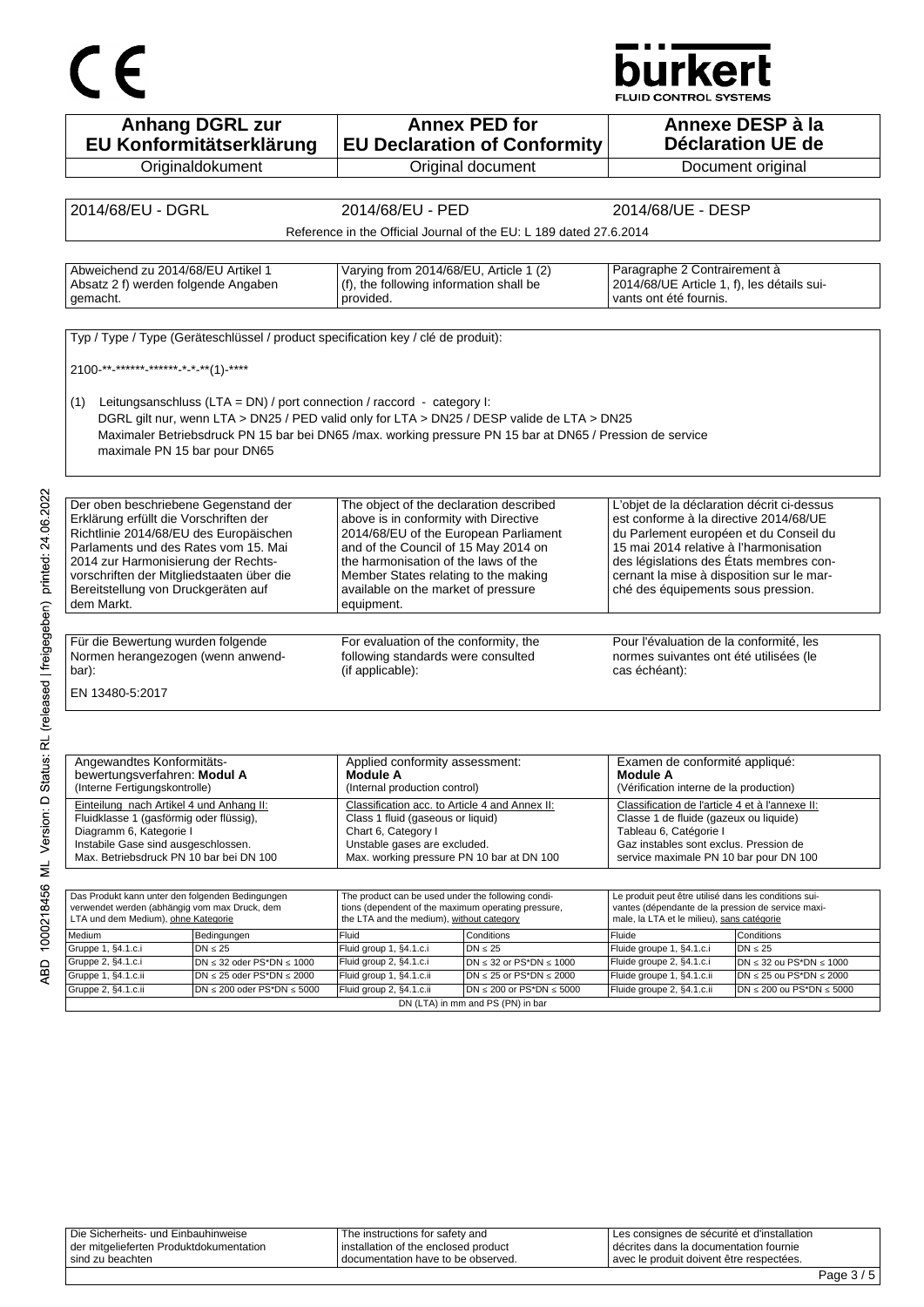CE

bürkert
FLUID CONTROL SYSTEMS

| Anhang DGRL zur EU Konformitätserklärung | Annex PED for EU Declaration of Conformity | Annexe DESP à la Déclaration UE de |
|---|---|---|
| Originaldokument | Original document | Document original |

| 2014/68/EU - DGRL | 2014/68/EU - PED | 2014/68/UE - DESP |
|---|---|---|
| | Reference in the Official Journal of the EU: L 189 dated 27.6.2014 | |

| Abweichend zu 2014/68/EU Artikel 1 Absatz 2 f) werden folgende Angaben gemacht. | Varying from 2014/68/EU, Article 1 (2) (f), the following information shall be provided. | Paragraphe 2 Contrairement à 2014/68/UE Article 1, f), les détails suivants ont été fournis. |
|---|---|---|

Typ / Type / Type (Geräteschlüssel / product specification key / clé de produit):

2100-**-******-******-*-*-**(1)-****

(1) Leitungsanschluss (LTA = DN) / port connection / raccord - category I:
DGRL gilt nur, wenn LTA > DN25 / PED valid only for LTA > DN25 / DESP valide de LTA > DN25
Maximaler Betriebsdruck PN 15 bar bei DN65 /max. working pressure PN 15 bar at DN65 / Pression de service maximale PN 15 bar pour DN65

| Der oben beschriebene Gegenstand der Erklärung erfüllt die Vorschriften der Richtlinie 2014/68/EU des Europäischen Parlaments und des Rates vom 15. Mai 2014 zur Harmonisierung der Rechtsvorschriften der Mitgliedstaaten über die Bereitstellung von Druckgeräten auf dem Markt. | The object of the declaration described above is in conformity with Directive 2014/68/EU of the European Parliament and of the Council of 15 May 2014 on the harmonisation of the laws of the Member States relating to the making available on the market of pressure equipment. | L'objet de la déclaration décrit ci-dessus est conforme à la directive 2014/68/UE du Parlement européen et du Conseil du 15 mai 2014 relative à l'harmonisation des législations des États membres concernant la mise à disposition sur le marché des équipements sous pression. |
|---|---|---|

| Für die Bewertung wurden folgende Normen herangezogen (wenn anwendbar): | For evaluation of the conformity, the following standards were consulted (if applicable): | Pour l'évaluation de la conformité, les normes suivantes ont été utilisées (le cas échéant): |
|---|---|---|

EN 13480-5:2017

| Angewandtes Konformitätsbewertungsverfahren: **Modul A** (Interne Fertigungskontrolle) | Applied conformity assessment: **Module A** (Internal production control) | Examen de conformité appliqué: **Module A** (Vérification interne de la production) |
|---|---|---|
| Einteilung nach Artikel 4 und Anhang II: Fluidklasse 1 (gasförmig oder flüssig), Diagramm 6, Kategorie I Instabile Gase sind ausgeschlossen. Max. Betriebsdruck PN 10 bar bei DN 100 | Classification acc. to Article 4 and Annex II: Class 1 fluid (gaseous or liquid) Chart 6, Category I Unstable gases are excluded. Max. working pressure PN 10 bar at DN 100 | Classification de l'article 4 et à l'annexe II: Classe 1 de fluide (gazeux ou liquide) Tableau 6, Catégorie I Gaz instables sont exclus. Pression de service maximale PN 10 bar pour DN 100 |

| Das Produkt kann unter den folgenden Bedingungen verwendet werden (abhängig vom max Druck, dem LTA und dem Medium), ohne Kategorie | | The product can be used under the following conditions (dependent of the maximum operating pressure, the LTA and the medium), without category | | Le produit peut être utilisé dans les conditions suivantes (dépendante de la pression de service maximale, la LTA et le milieu), sans catégorie | |
|---|---|---|---|---|---|
| Medium | Bedingungen | Fluid | Conditions | Fluide | Conditions |
| Gruppe 1, §4.1.c.i | DN ≤ 25 | Fluid group 1, §4.1.c.i | DN ≤ 25 | Fluide groupe 1, §4.1.c.i | DN ≤ 25 |
| Gruppe 2, §4.1.c.i | DN ≤ 32 oder PS*DN ≤ 1000 | Fluid group 2, §4.1.c.i | DN ≤ 32 or PS*DN ≤ 1000 | Fluide groupe 2, §4.1.c.i | DN ≤ 32 ou PS*DN ≤ 1000 |
| Gruppe 1, §4.1.c.ii | DN ≤ 25 oder PS*DN ≤ 2000 | Fluid group 1, §4.1.c.ii | DN ≤ 25 or PS*DN ≤ 2000 | Fluide groupe 1, §4.1.c.ii | DN ≤ 25 ou PS*DN ≤ 2000 |
| Gruppe 2, §4.1.c.ii | DN ≤ 200 oder PS*DN ≤ 5000 | Fluid group 2, §4.1.c.ii | DN ≤ 200 or PS*DN ≤ 5000 | Fluide groupe 2, §4.1.c.ii | DN ≤ 200 ou PS*DN ≤ 5000 |
| | | DN (LTA) in mm and PS (PN) in bar | | | |

| Die Sicherheits- und Einbauhinweise der mitgelieferten Produktdokumentation sind zu beachten | The instructions for safety and installation of the enclosed product documentation have to be observed. | Les consignes de sécurité et d'installation décrites dans la documentation fournie avec le produit doivent être respectées. |
|---|---|---|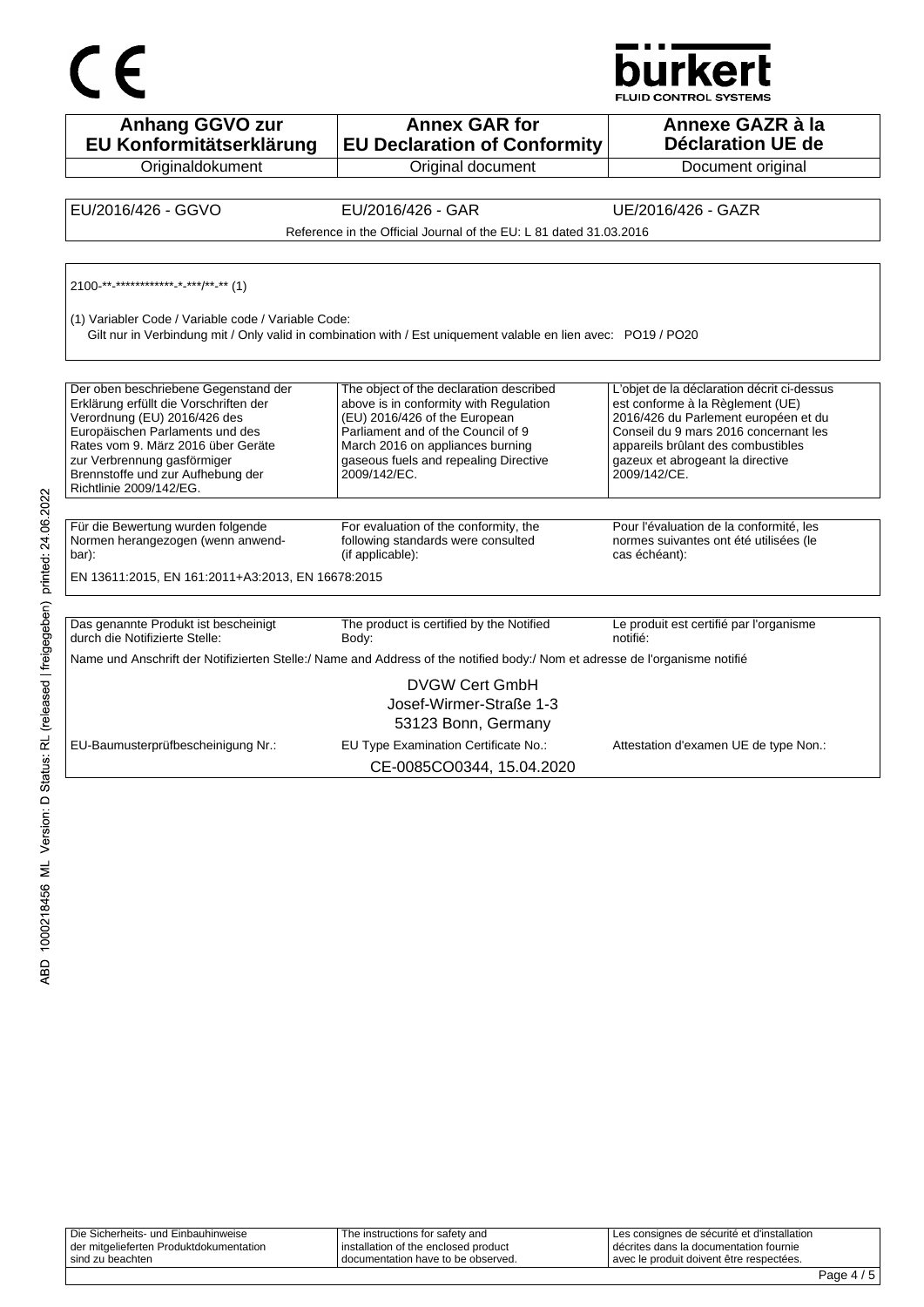CE

bürkert
FLUID CONTROL SYSTEMS

| Anhang GGVO zur EU Konformitätserklärung | Annex GAR for EU Declaration of Conformity | Annexe GAZR à la Déclaration UE de |
|---|---|---|
| Originaldokument | Original document | Document original |

| EU/2016/426 - GGVO | EU/2016/426 - GAR | UE/2016/426 - GAZR |
|---|---|---|

Reference in the Official Journal of the EU: L 81 dated 31.03.2016

2100-**-************-*-***/**-** (1)

(1) Variabler Code / Variable code / Variable Code:
Gilt nur in Verbindung mit / Only valid in combination with / Est uniquement valable en lien avec: PO19 / PO20

| Der oben beschriebene Gegenstand der Erklärung erfüllt die Vorschriften der Verordnung (EU) 2016/426 des Europäischen Parlaments und des Rates vom 9. März 2016 über Geräte zur Verbrennung gasförmiger Brennstoffe und zur Aufhebung der Richtlinie 2009/142/EG. | The object of the declaration described above is in conformity with Regulation (EU) 2016/426 of the European Parliament and of the Council of 9 March 2016 on appliances burning gaseous fuels and repealing Directive 2009/142/EC. | L'objet de la déclaration décrit ci-dessus est conforme à la Règlement (UE) 2016/426 du Parlement européen et du Conseil du 9 mars 2016 concernant les appareils brûlant des combustibles gazeux et abrogeant la directive 2009/142/CE. |
|---|---|---|

| Für die Bewertung wurden folgende Normen herangezogen (wenn anwendbar): | For evaluation of the conformity, the following standards were consulted (if applicable): | Pour l'évaluation de la conformité, les normes suivantes ont été utilisées (le cas échéant): |
|---|---|---|

EN 13611:2015, EN 161:2011+A3:2013, EN 16678:2015

| Das genannte Produkt ist bescheinigt durch die Notifizierte Stelle: | The product is certified by the Notified Body: | Le produit est certifié par l'organisme notifié: |
|---|---|---|

Name und Anschrift der Notifizierten Stelle:/ Name and Address of the notified body:/ Nom et adresse de l'organisme notifié

DVGW Cert GmbH
Josef-Wirmer-Straße 1-3
53123 Bonn, Germany

| EU-Baumusterprüfbescheinigung Nr.: | EU Type Examination Certificate No.: | Attestation d'examen UE de type Non.: |
|---|---|---|

CE-0085CO0344, 15.04.2020

| Die Sicherheits- und Einbauhinweise der mitgelieferten Produktdokumentation sind zu beachten | The instructions for safety and installation of the enclosed product documentation have to be observed. | Les consignes de sécurité et d'installation décrites dans la documentation fournie avec le produit doivent être respectées. |
|---|---|---|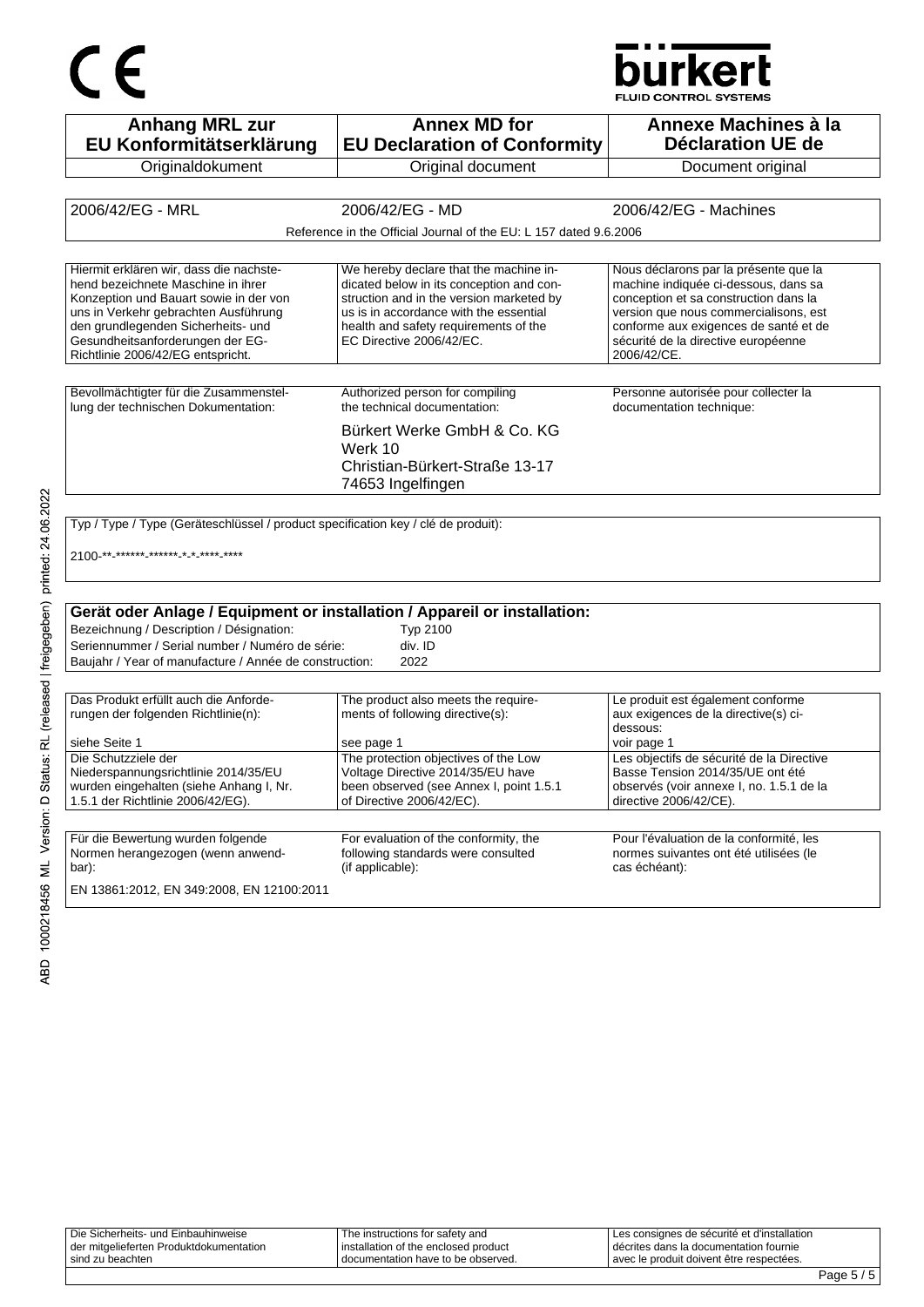CE

bürkert
FLUID CONTROL SYSTEMS

| Anhang MRL zur EU Konformitätserklärung | Annex MD for EU Declaration of Conformity | Annexe Machines à la Déclaration UE de |
|---|---|---|
| Originaldokument | Original document | Document original |

| 2006/42/EG - MRL | 2006/42/EG - MD | 2006/42/EG - Machines |
|---|---|---|
| | Reference in the Official Journal of the EU: L 157 dated 9.6.2006 | |

| | | |
|---|---|---|
| Hiermit erklären wir, dass die nachstehend bezeichnete Maschine in ihrer Konzeption und Bauart sowie in der von uns in Verkehr gebrachten Ausführung den grundlegenden Sicherheits- und Gesundheitsanforderungen der EG-Richtlinie 2006/42/EG entspricht. | We hereby declare that the machine indicated below in its conception and construction and in the version marketed by us is in accordance with the essential health and safety requirements of the EC Directive 2006/42/EC. | Nous déclarons par la présente que la machine indiquée ci-dessous, dans sa conception et sa construction dans la version que nous commercialisons, est conforme aux exigences de santé et de sécurité de la directive européenne 2006/42/CE. |

| | | |
|---|---|---|
| Bevollmächtigter für die Zusammenstellung der technischen Dokumentation: | Authorized person for compiling the technical documentation: | Personne autorisée pour collecter la documentation technique: |
| | Bürkert Werke GmbH & Co. KG<br>Werk 10<br>Christian-Bürkert-Straße 13-17<br>74653 Ingelfingen | |

Typ / Type / Type (Geräteschlüssel / product specification key / clé de produit):

2100-**-******-******-*-*-****-****

**Gerät oder Anlage / Equipment or installation / Appareil or installation:**

| | |
|---|---|
| Bezeichnung / Description / Désignation: | Typ 2100 |
| Seriennummer / Serial number / Numéro de série: | div. ID |
| Baujahr / Year of manufacture / Année de construction: | 2022 |

| | | |
|---|---|---|
| Das Produkt erfüllt auch die Anforderungen der folgenden Richtlinie(n): | The product also meets the requirements of following directive(s): | Le produit est également conforme aux exigences de la directive(s) ci-dessous: |
| siehe Seite 1 | see page 1 | voir page 1 |
| Die Schutzziele der Niederspannungsrichtlinie 2014/35/EU wurden eingehalten (siehe Anhang I, Nr. 1.5.1 der Richtlinie 2006/42/EG). | The protection objectives of the Low Voltage Directive 2014/35/EU have been observed (see Annex I, point 1.5.1 of Directive 2006/42/EC). | Les objectifs de sécurité de la Directive Basse Tension 2014/35/UE ont été observés (voir annexe I, no. 1.5.1 de la directive 2006/42/CE). |

| | | |
|---|---|---|
| Für die Bewertung wurden folgende Normen herangezogen (wenn anwendbar): | For evaluation of the conformity, the following standards were consulted (if applicable): | Pour l'évaluation de la conformité, les normes suivantes ont été utilisées (le cas échéant): |

EN 13861:2012, EN 349:2008, EN 12100:2011

| | | |
|---|---|---|
| Die Sicherheits- und Einbauhinweise der mitgelieferten Produktdokumentation sind zu beachten | The instructions for safety and installation of the enclosed product documentation have to be observed. | Les consignes de sécurité et d'installation décrites dans la documentation fournie avec le produit doivent être respectées. |

ABD 1000218456 ML Version: D Status: RL (released | freigegeben) printed: 24.06.2022